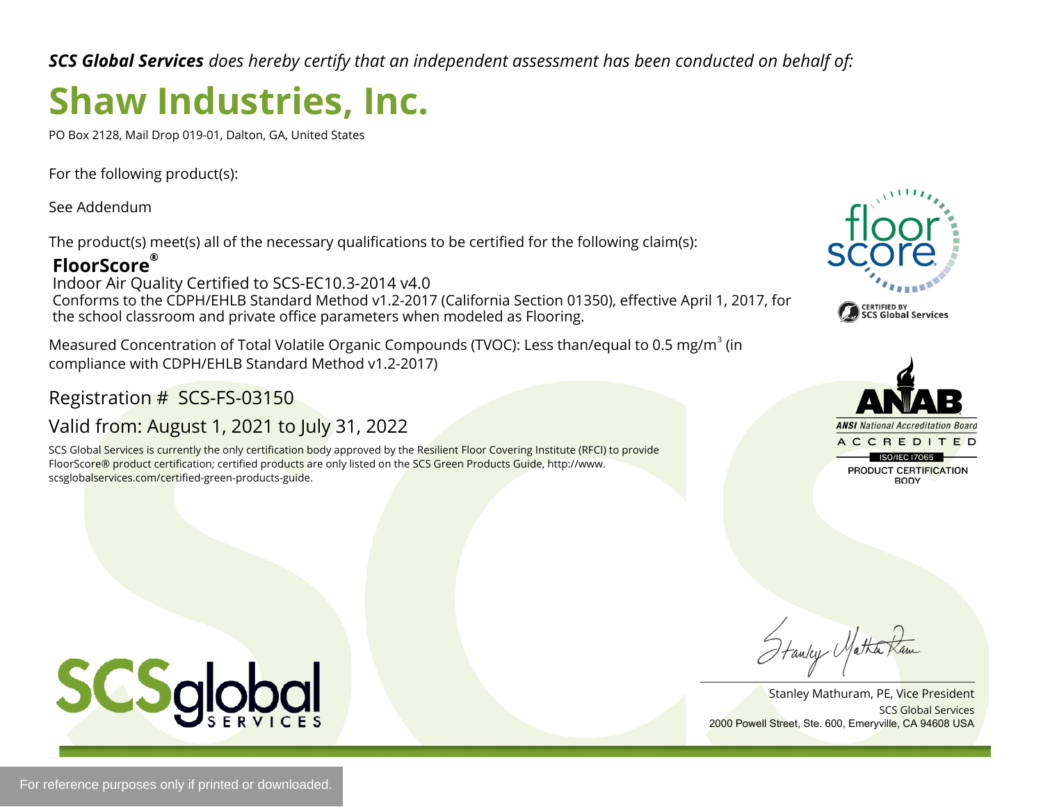***SCS Global Services*** *does hereby certify that an independent assessment has been conducted on behalf of:*

# Shaw Industries, Inc.

PO Box 2128, Mail Drop 019-01, Dalton, GA, United States

For the following product(s):

See Addendum

The product(s) meet(s) all of the necessary qualifications to be certified for the following claim(s):

**FloorScore®**
Indoor Air Quality Certified to SCS-EC10.3-2014 v4.0
Conforms to the CDPH/EHLB Standard Method v1.2-2017 (California Section 01350), effective April 1, 2017, for the school classroom and private office parameters when modeled as Flooring.

Measured Concentration of Total Volatile Organic Compounds (TVOC): Less than/equal to 0.5 mg/m$^3$ (in compliance with CDPH/EHLB Standard Method v1.2-2017)

Registration # SCS-FS-03150

Valid from: August 1, 2021 to July 31, 2022

SCS Global Services is currently the only certification body approved by the Resilient Floor Covering Institute (RFCI) to provide FloorScore® product certification; certified products are only listed on the SCS Green Products Guide, http://www.scsglobalservices.com/certified-green-products-guide.

floor score
CERTIFIED BY SCS Global Services

ANAB
ANSI National Accreditation Board
ACCREDITED
ISO/IEC 17065
PRODUCT CERTIFICATION BODY

SCSglobal SERVICES

Stanley Mathuram, PE, Vice President
SCS Global Services
2000 Powell Street, Ste. 600, Emeryville, CA 94608 USA

For reference purposes only if printed or downloaded.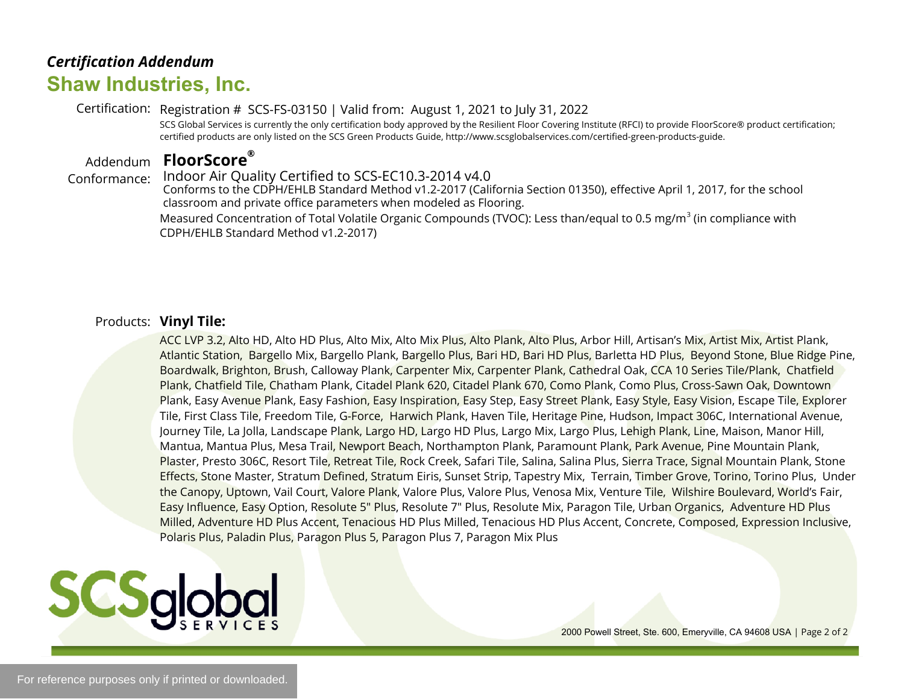*Certification Addendum*

# Shaw Industries, Inc.

Certification: Registration # SCS-FS-03150 | Valid from: August 1, 2021 to July 31, 2022

SCS Global Services is currently the only certification body approved by the Resilient Floor Covering Institute (RFCI) to provide FloorScore® product certification; certified products are only listed on the SCS Green Products Guide, http://www.scsglobalservices.com/certified-green-products-guide.

Addendum Conformance: **FloorScore®**

Indoor Air Quality Certified to SCS-EC10.3-2014 v4.0

Conforms to the CDPH/EHLB Standard Method v1.2-2017 (California Section 01350), effective April 1, 2017, for the school classroom and private office parameters when modeled as Flooring.

Measured Concentration of Total Volatile Organic Compounds (TVOC): Less than/equal to 0.5 mg/m$^3$ (in compliance with CDPH/EHLB Standard Method v1.2-2017)

Products: **Vinyl Tile:**

ACC LVP 3.2, Alto HD, Alto HD Plus, Alto Mix, Alto Mix Plus, Alto Plank, Alto Plus, Arbor Hill, Artisan's Mix, Artist Mix, Artist Plank, Atlantic Station, Bargello Mix, Bargello Plank, Bargello Plus, Bari HD, Bari HD Plus, Barletta HD Plus, Beyond Stone, Blue Ridge Pine, Boardwalk, Brighton, Brush, Calloway Plank, Carpenter Mix, Carpenter Plank, Cathedral Oak, CCA 10 Series Tile/Plank, Chatfield Plank, Chatfield Tile, Chatham Plank, Citadel Plank 620, Citadel Plank 670, Como Plank, Como Plus, Cross-Sawn Oak, Downtown Plank, Easy Avenue Plank, Easy Fashion, Easy Inspiration, Easy Step, Easy Street Plank, Easy Style, Easy Vision, Escape Tile, Explorer Tile, First Class Tile, Freedom Tile, G-Force, Harwich Plank, Haven Tile, Heritage Pine, Hudson, Impact 306C, International Avenue, Journey Tile, La Jolla, Landscape Plank, Largo HD, Largo HD Plus, Largo Mix, Largo Plus, Lehigh Plank, Line, Maison, Manor Hill, Mantua, Mantua Plus, Mesa Trail, Newport Beach, Northampton Plank, Paramount Plank, Park Avenue, Pine Mountain Plank, Plaster, Presto 306C, Resort Tile, Retreat Tile, Rock Creek, Safari Tile, Salina, Salina Plus, Sierra Trace, Signal Mountain Plank, Stone Effects, Stone Master, Stratum Defined, Stratum Eiris, Sunset Strip, Tapestry Mix, Terrain, Timber Grove, Torino, Torino Plus, Under the Canopy, Uptown, Vail Court, Valore Plank, Valore Plus, Valore Plus, Venosa Mix, Venture Tile, Wilshire Boulevard, World's Fair, Easy Influence, Easy Option, Resolute 5" Plus, Resolute 7" Plus, Resolute Mix, Paragon Tile, Urban Organics, Adventure HD Plus Milled, Adventure HD Plus Accent, Tenacious HD Plus Milled, Tenacious HD Plus Accent, Concrete, Composed, Expression Inclusive, Polaris Plus, Paladin Plus, Paragon Plus 5, Paragon Plus 7, Paragon Mix Plus

SCSglobal SERVICES

2000 Powell Street, Ste. 600, Emeryville, CA 94608 USA

For reference purposes only if printed or downloaded.